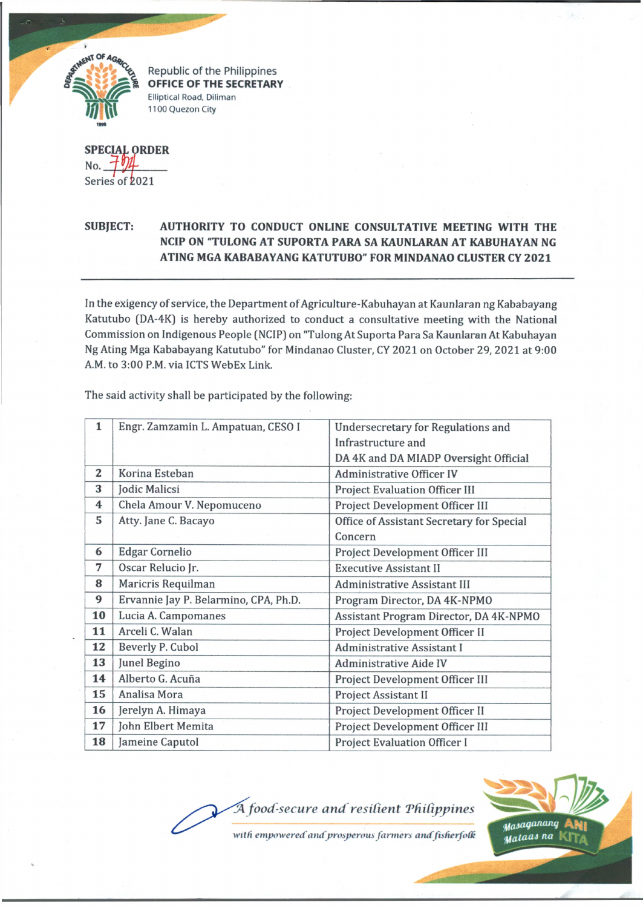Republic of the Philippines
**OFFICE OF THE SECRETARY**
Elliptical Road, Diliman
1100 Quezon City

**SPECIAL ORDER**
No. 794
Series of 2021

**SUBJECT: AUTHORITY TO CONDUCT ONLINE CONSULTATIVE MEETING WITH THE NCIP ON "TULONG AT SUPORTA PARA SA KAUNLARAN AT KABUHAYAN NG ATING MGA KABABAYANG KATUTUBO" FOR MINDANAO CLUSTER CY 2021**

---

In the exigency of service, the Department of Agriculture-Kabuhayan at Kaunlaran ng Kababayang Katutubo (DA-4K) is hereby authorized to conduct a consultative meeting with the National Commission on Indigenous People (NCIP) on "Tulong At Suporta Para Sa Kaunlaran At Kabuhayan Ng Ating Mga Kababayang Katutubo" for Mindanao Cluster, CY 2021 on October 29, 2021 at 9:00 A.M. to 3:00 P.M. via ICTS WebEx Link.

The said activity shall be participated by the following:

| | | |
|---|---|---|
| 1 | Engr. Zamzamin L. Ampatuan, CESO I | Undersecretary for Regulations and Infrastructure and DA 4K and DA MIADP Oversight Official |
| 2 | Korina Esteban | Administrative Officer IV |
| 3 | Jodic Malicsi | Project Evaluation Officer III |
| 4 | Chela Amour V. Nepomuceno | Project Development Officer III |
| 5 | Atty. Jane C. Bacayo | Office of Assistant Secretary for Special Concern |
| 6 | Edgar Cornelio | Project Development Officer III |
| 7 | Oscar Relucio Jr. | Executive Assistant II |
| 8 | Maricris Requilman | Administrative Assistant III |
| 9 | Ervannie Jay P. Belarmino, CPA, Ph.D. | Program Director, DA 4K-NPMO |
| 10 | Lucia A. Campomanes | Assistant Program Director, DA 4K-NPMO |
| 11 | Arceli C. Walan | Project Development Officer II |
| 12 | Beverly P. Cubol | Administrative Assistant I |
| 13 | Junel Begino | Administrative Aide IV |
| 14 | Alberto G. Acuña | Project Development Officer III |
| 15 | Analisa Mora | Project Assistant II |
| 16 | Jerelyn A. Himaya | Project Development Officer II |
| 17 | John Elbert Memita | Project Development Officer III |
| 18 | Jameine Caputol | Project Evaluation Officer I |

*A food-secure and resilient Philippines with empowered and prosperous farmers and fisherfolk*

Masaganang ANI Mataas na KITA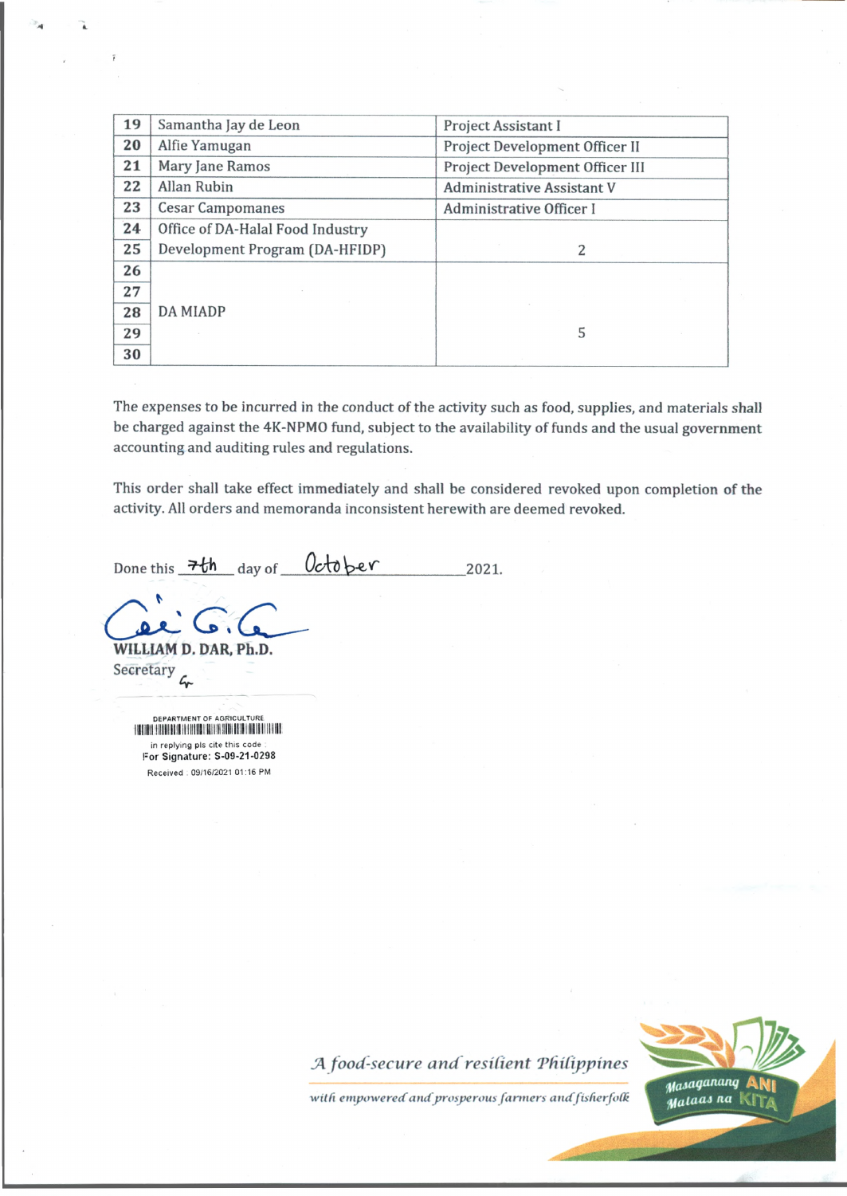| | | |
|---|---|---|
| 19 | Samantha Jay de Leon | Project Assistant I |
| 20 | Alfie Yamugan | Project Development Officer II |
| 21 | Mary Jane Ramos | Project Development Officer III |
| 22 | Allan Rubin | Administrative Assistant V |
| 23 | Cesar Campomanes | Administrative Officer I |
| 24 | Office of DA-Halal Food Industry | |
| 25 | Development Program (DA-HFIDP) | 2 |
| 26 | | |
| 27 | | |
| 28 | DA MIADP | |
| 29 | | 5 |
| 30 | | |

The expenses to be incurred in the conduct of the activity such as food, supplies, and materials shall be charged against the 4K-NPMO fund, subject to the availability of funds and the usual government accounting and auditing rules and regulations.

This order shall take effect immediately and shall be considered revoked upon completion of the activity. All orders and memoranda inconsistent herewith are deemed revoked.

Done this 7th day of October 2021.

**WILLIAM D. DAR, Ph.D.**
Secretary

DEPARTMENT OF AGRICULTURE
in replying pls cite this code :
For Signature: S-09-21-0298
Received : 09/16/2021 01:16 PM

*A food-secure and resilient Philippines*
*with empowered and prosperous farmers and fisherfolk*

Masaganang ANI Mataas na KITA